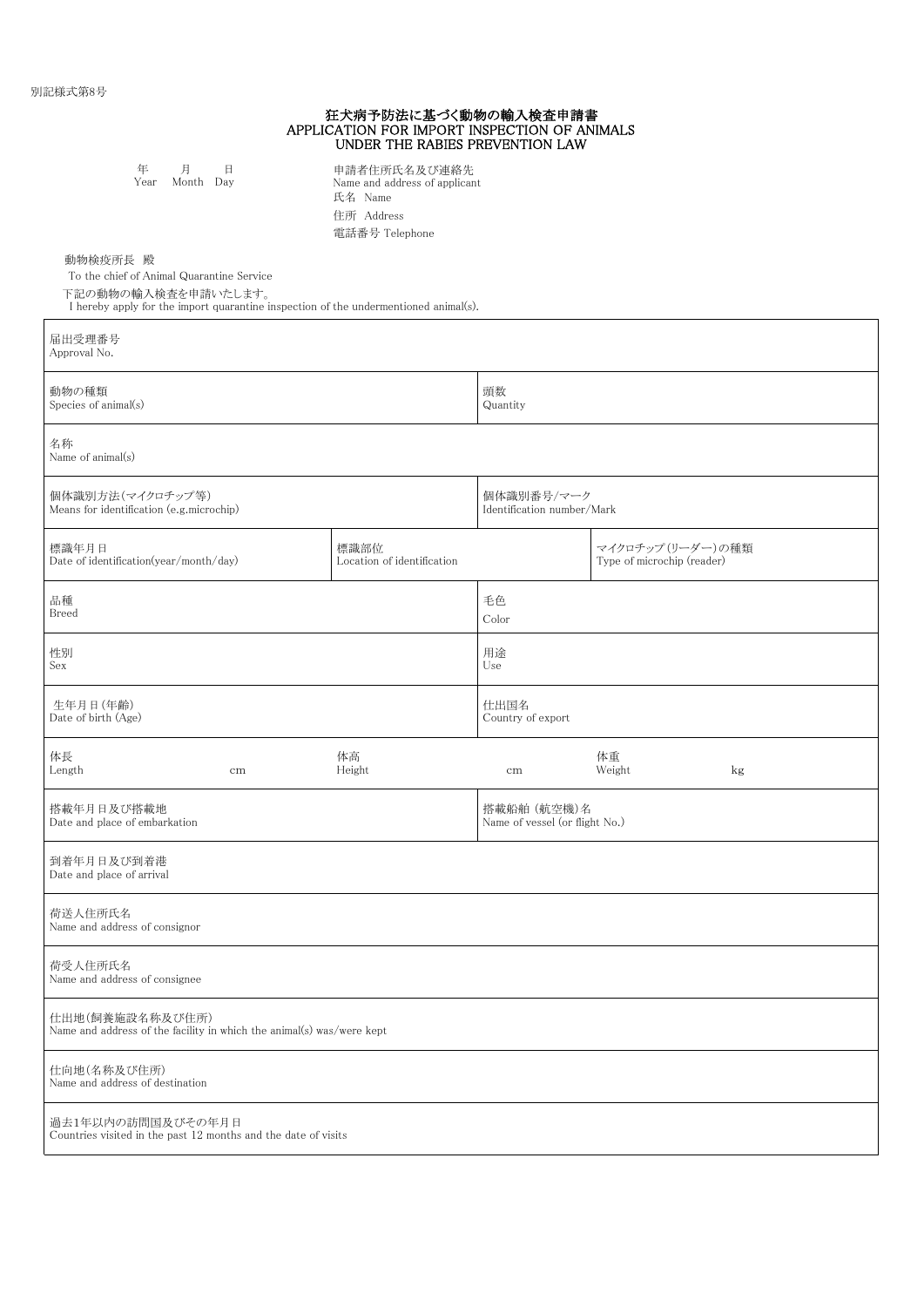別記様式第8号

# 狂犬病予防法に基づく動物の輸入検査申請書
# APPLICATION FOR IMPORT INSPECTION OF ANIMALS UNDER THE RABIES PREVENTION LAW

年　　月　　日
Year　Month　Day

申請者住所氏名及び連絡先
Name and address of applicant
氏名 Name
住所 Address
電話番号 Telephone

動物検疫所長 殿
To the chief of Animal Quarantine Service

下記の動物の輸入検査を申請いたします。
I hereby apply for the import quarantine inspection of the undermentioned animal(s).

| | | | | | |
|---|---|---|---|---|---|
| 届出受理番号<br>Approval No. | | | | | |
| 動物の種類<br>Species of animal(s) | | | 頭数<br>Quantity | | |
| 名称<br>Name of animal(s) | | | | | |
| 個体識別方法(マイクロチップ等)<br>Means for identification (e.g.microchip) | | | 個体識別番号/マーク<br>Identification number/Mark | | |
| 標識年月日<br>Date of identification(year/month/day) | 標識部位<br>Location of identification | | | マイクロチップ(リーダー)の種類<br>Type of microchip (reader) | |
| 品種<br>Breed | | | 毛色<br>Color | | |
| 性別<br>Sex | | | 用途<br>Use | | |
| 生年月日(年齢)<br>Date of birth (Age) | | | 仕出国名<br>Country of export | | |
| 体長<br>Length | cm | 体高<br>Height | cm | 体重<br>Weight | kg |
| 搭載年月日及び搭載地<br>Date and place of embarkation | | | 搭載船舶 (航空機)名<br>Name of vessel (or flight No.) | | |
| 到着年月日及び到着港<br>Date and place of arrival | | | | | |
| 荷送人住所氏名<br>Name and address of consignor | | | | | |
| 荷受人住所氏名<br>Name and address of consignee | | | | | |
| 仕出地(飼養施設名称及び住所)<br>Name and address of the facility in which the animal(s) was/were kept | | | | | |
| 仕向地(名称及び住所)<br>Name and address of destination | | | | | |
| 過去1年以内の訪問国及びその年月日<br>Countries visited in the past 12 months and the date of visits | | | | | |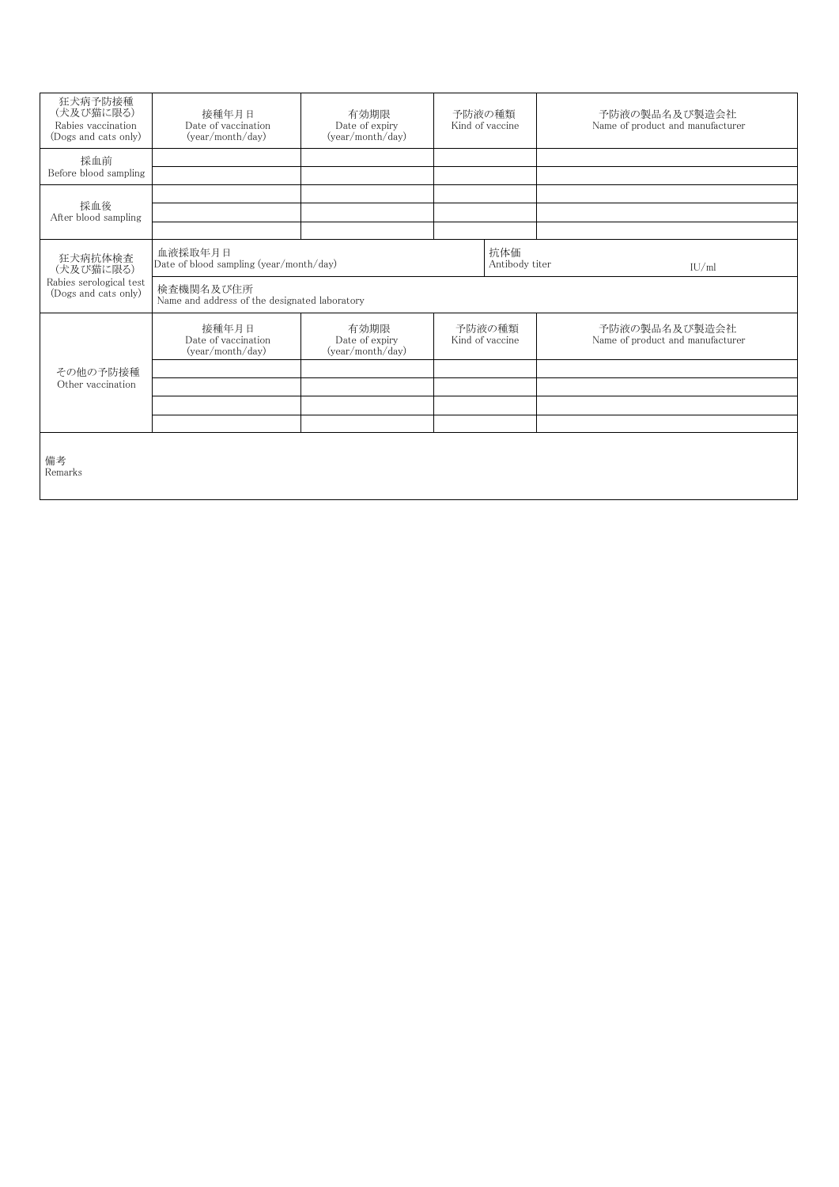| 狂犬病予防接種（犬及び猫に限る） Rabies vaccination (Dogs and cats only) | 接種年月日 Date of vaccination (year/month/day) | 有効期限 Date of expiry (year/month/day) | 予防液の種類 Kind of vaccine | 予防液の製品名及び製造会社 Name of product and manufacturer |
|---|---|---|---|---|
| 採血前 Before blood sampling | | | | |
| | | | | |
| 採血後 After blood sampling | | | | |
| | | | | |
| | | | | |

| 狂犬病抗体検査（犬及び猫に限る） Rabies serological test (Dogs and cats only) | 血液採取年月日 Date of blood sampling (year/month/day) | 抗体価 Antibody titer IU/ml |
|---|---|---|
| | 検査機関名及び住所 Name and address of the designated laboratory | |

| その他の予防接種 Other vaccination | 接種年月日 Date of vaccination (year/month/day) | 有効期限 Date of expiry (year/month/day) | 予防液の種類 Kind of vaccine | 予防液の製品名及び製造会社 Name of product and manufacturer |
|---|---|---|---|---|
| | | | | |
| | | | | |
| | | | | |
| | | | | |

備考
Remarks